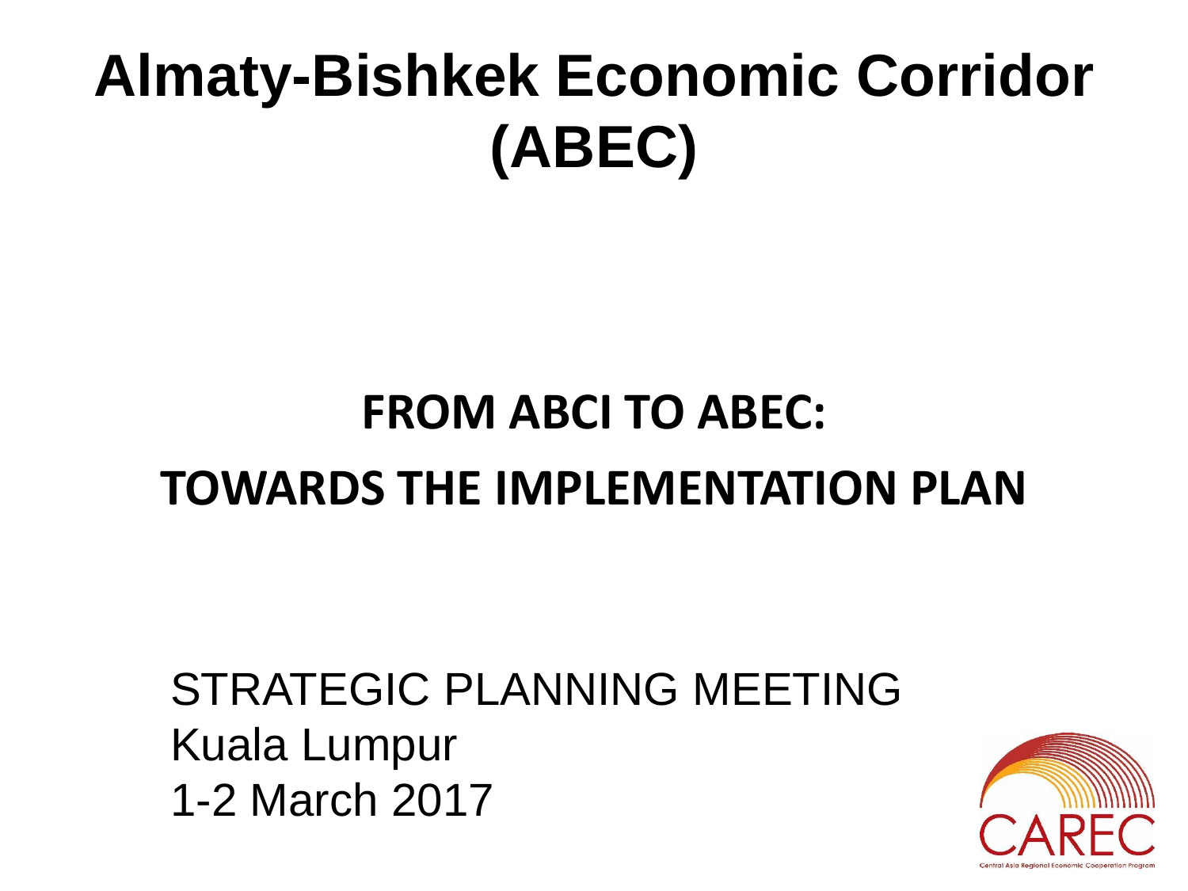# Almaty-Bishkek Economic Corridor (ABEC)

## FROM ABCI TO ABEC:

## TOWARDS THE IMPLEMENTATION PLAN

STRATEGIC PLANNING MEETING
Kuala Lumpur
1-2 March 2017

CAREC
Central Asia Regional Economic Cooperation Program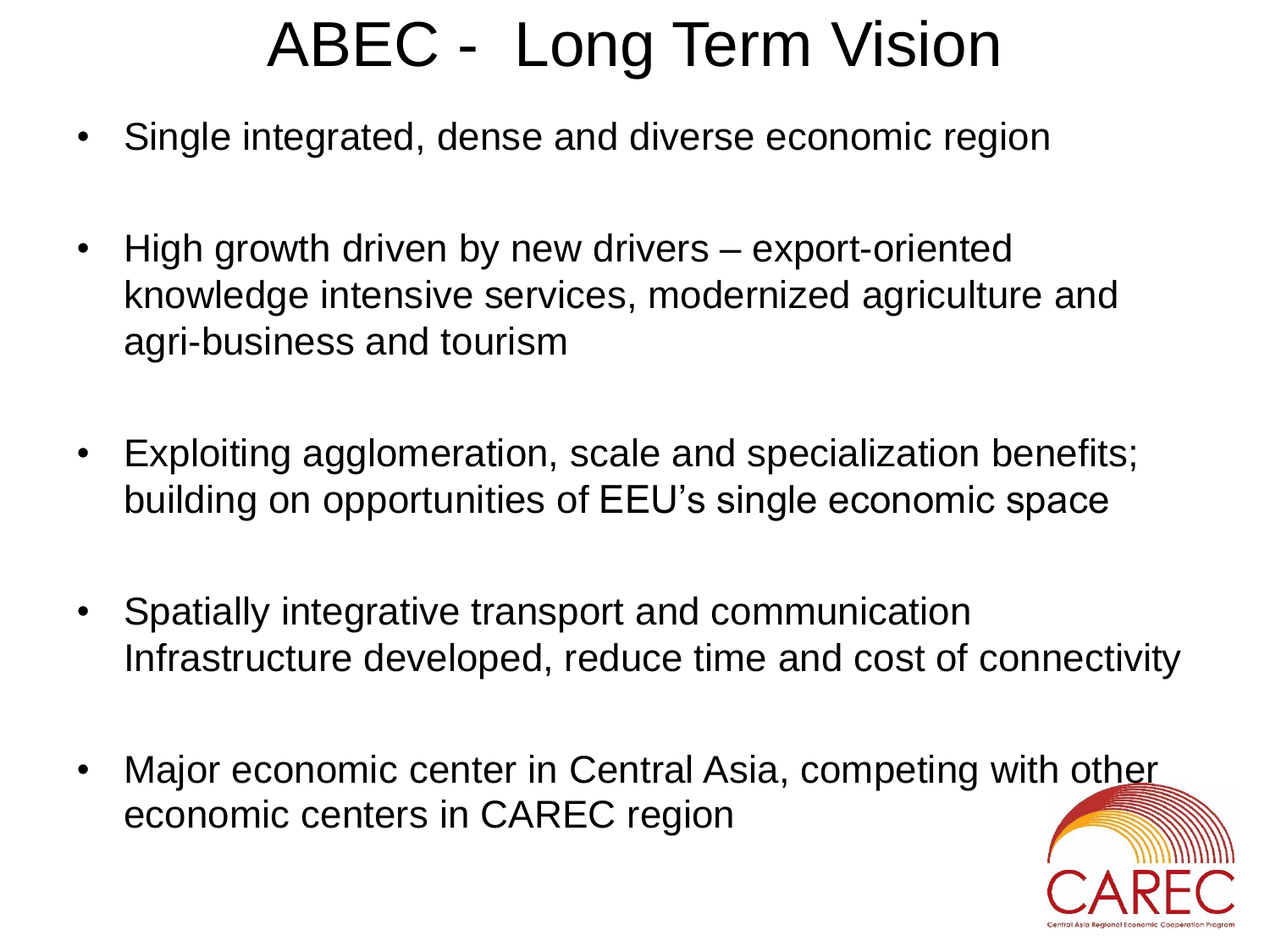# ABEC - Long Term Vision

- Single integrated, dense and diverse economic region
- High growth driven by new drivers – export-oriented knowledge intensive services, modernized agriculture and agri-business and tourism
- Exploiting agglomeration, scale and specialization benefits; building on opportunities of EEU's single economic space
- Spatially integrative transport and communication Infrastructure developed, reduce time and cost of connectivity
- Major economic center in Central Asia, competing with other economic centers in CAREC region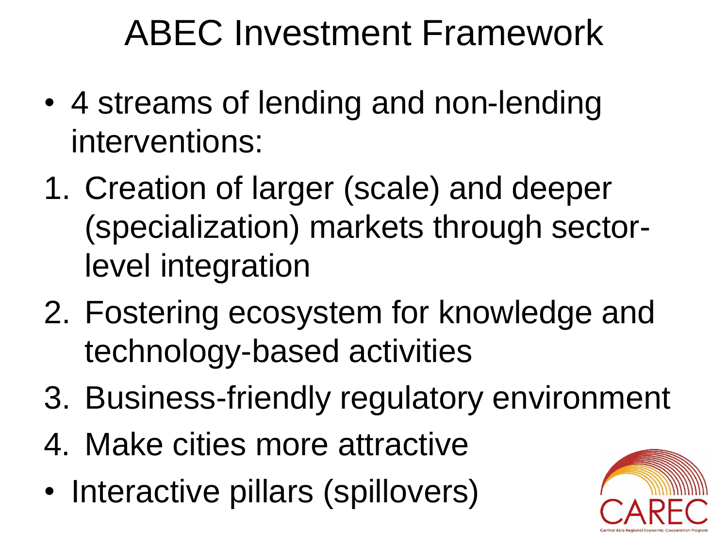# ABEC Investment Framework

- 4 streams of lending and non-lending interventions:

1. Creation of larger (scale) and deeper (specialization) markets through sector-level integration
2. Fostering ecosystem for knowledge and technology-based activities
3. Business-friendly regulatory environment
4. Make cities more attractive

- Interactive pillars (spillovers)

CAREC

Central Asia Regional Economic Cooperation Program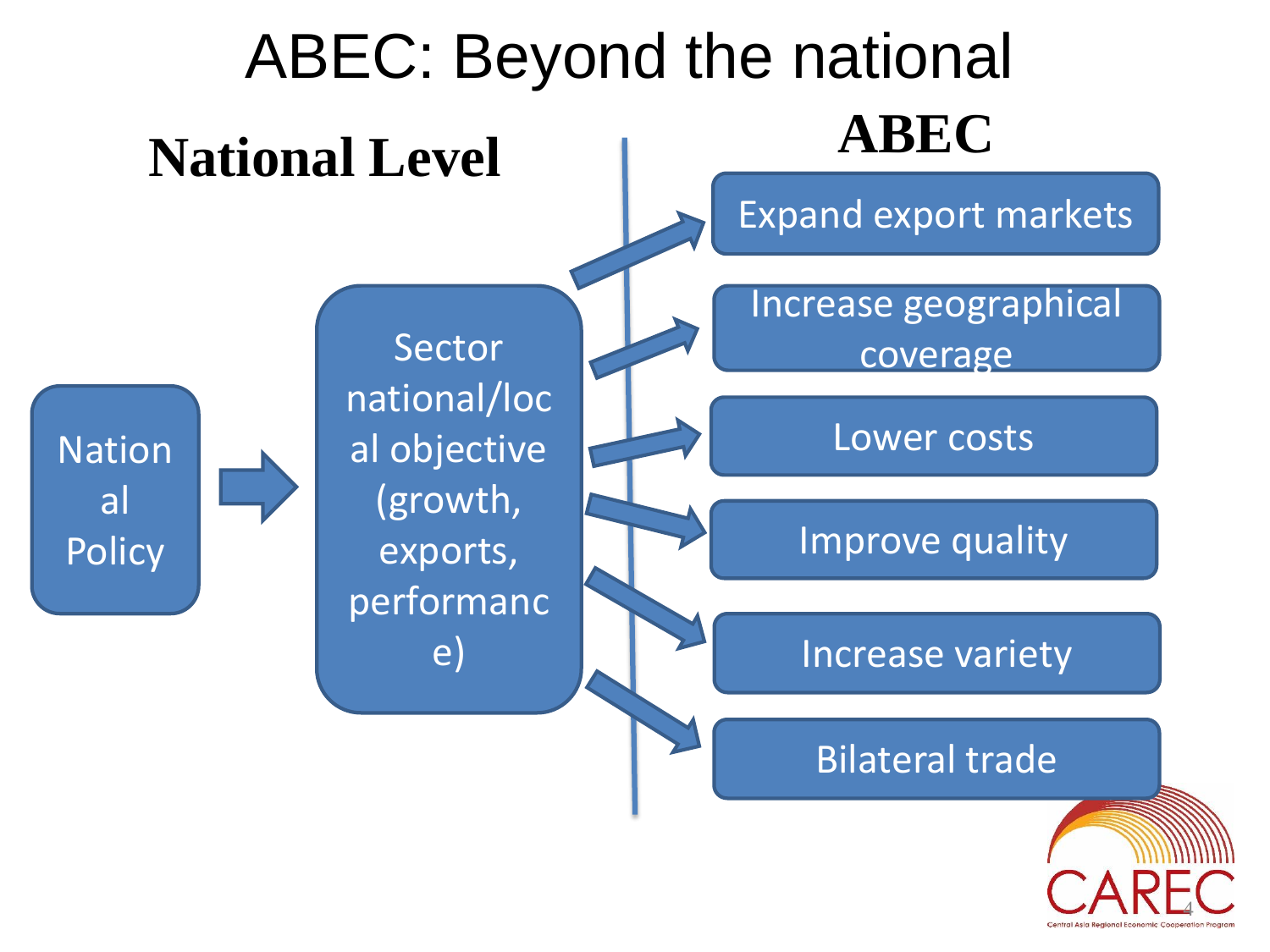# ABEC: Beyond the national

## National Level

Nation al Policy → Sector national/local objective (growth, exports, performance)

## ABEC

- Expand export markets
- Increase geographical coverage
- Lower costs
- Improve quality
- Increase variety
- Bilateral trade

CAREC

Central Asia Regional Economic Cooperation Program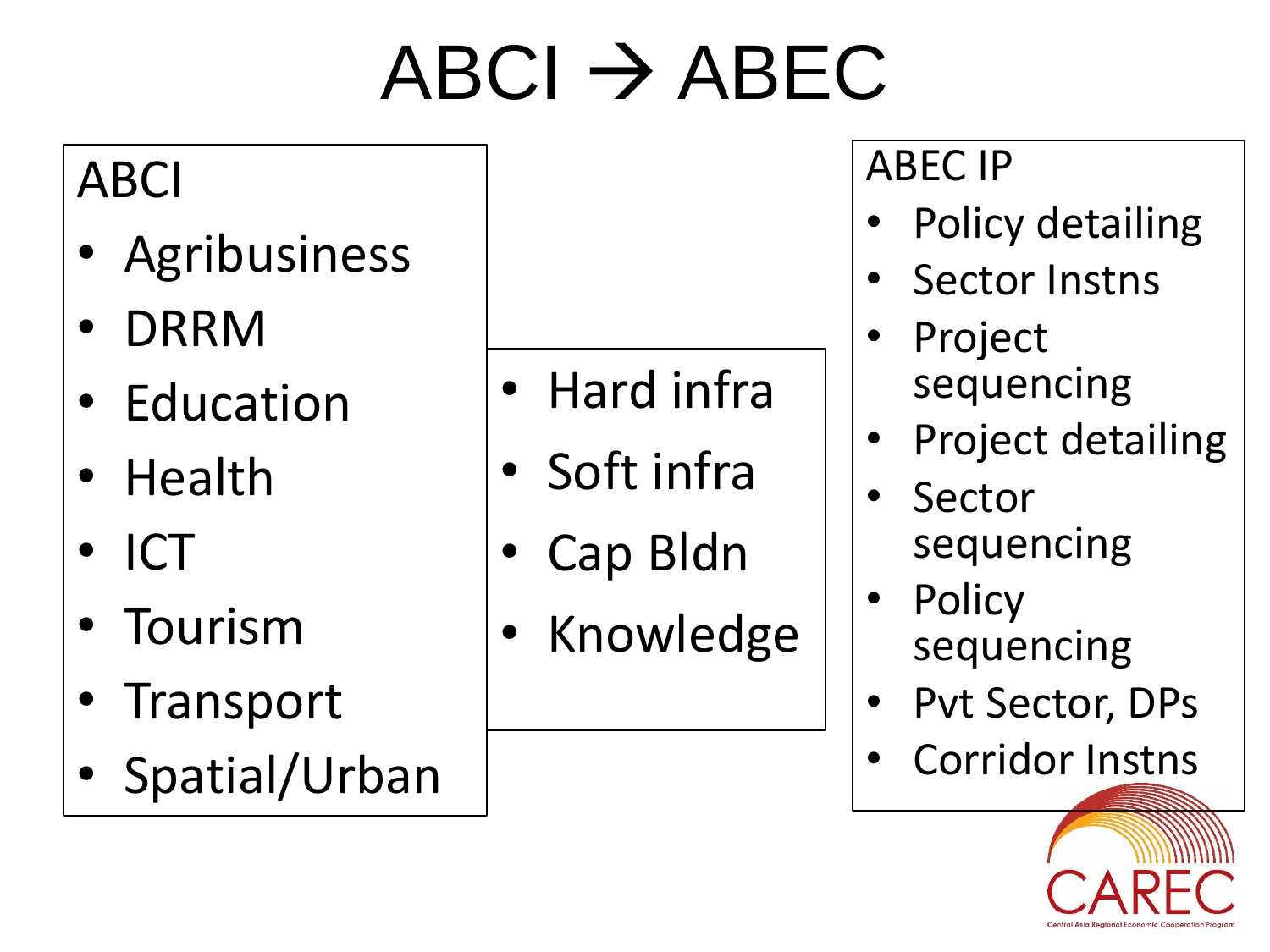# ABCI → ABEC

**ABCI**

- Agribusiness
- DRRM
- Education
- Health
- ICT
- Tourism
- Transport
- Spatial/Urban

---

- Hard infra
- Soft infra
- Cap Bldn
- Knowledge

---

**ABEC IP**

- Policy detailing
- Sector Instns
- Project sequencing
- Project detailing
- Sector sequencing
- Policy sequencing
- Pvt Sector, DPs
- Corridor Instns

CAREC

Central Asia Regional Economic Cooperation Program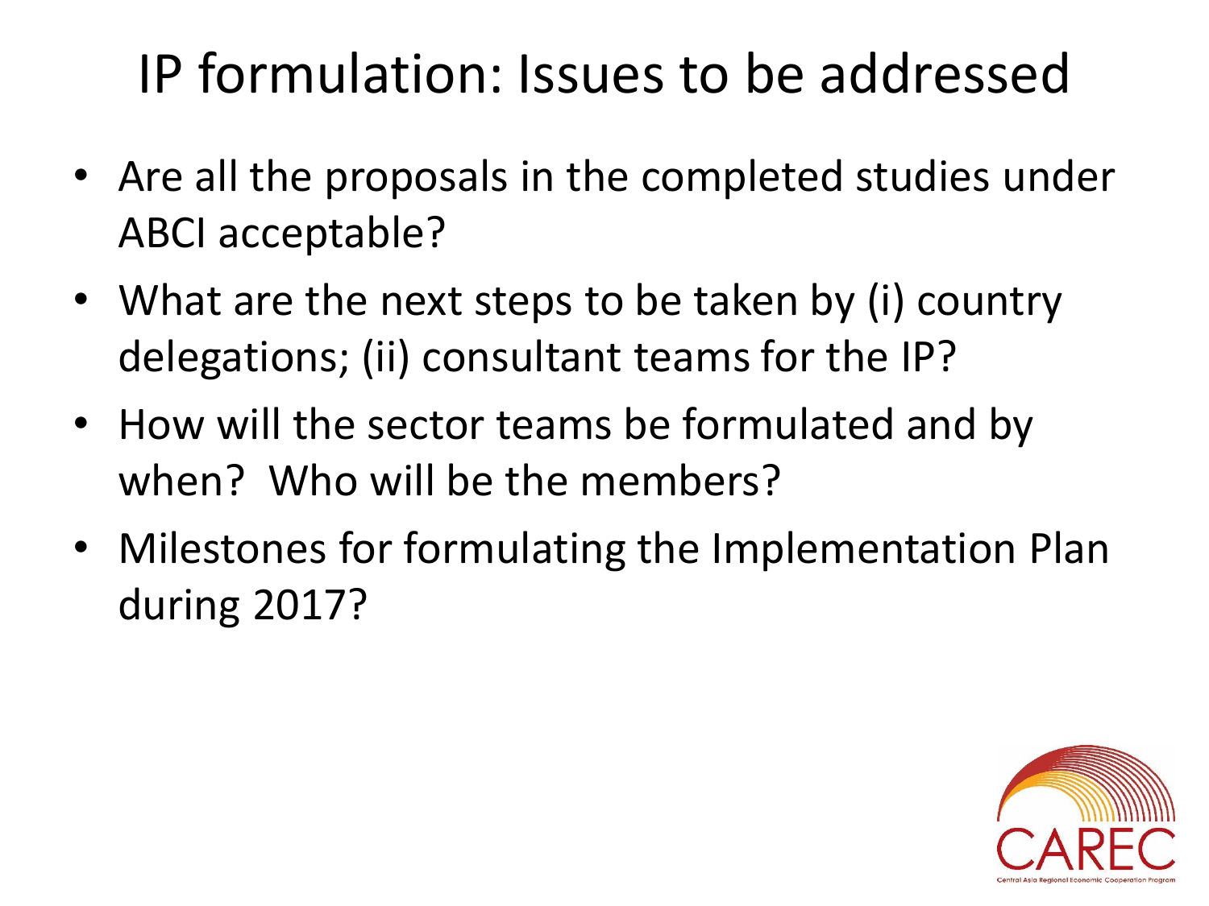# IP formulation: Issues to be addressed

- Are all the proposals in the completed studies under ABCI acceptable?
- What are the next steps to be taken by (i) country delegations; (ii) consultant teams for the IP?
- How will the sector teams be formulated and by when? Who will be the members?
- Milestones for formulating the Implementation Plan during 2017?

CAREC

Central Asia Regional Economic Cooperation Program